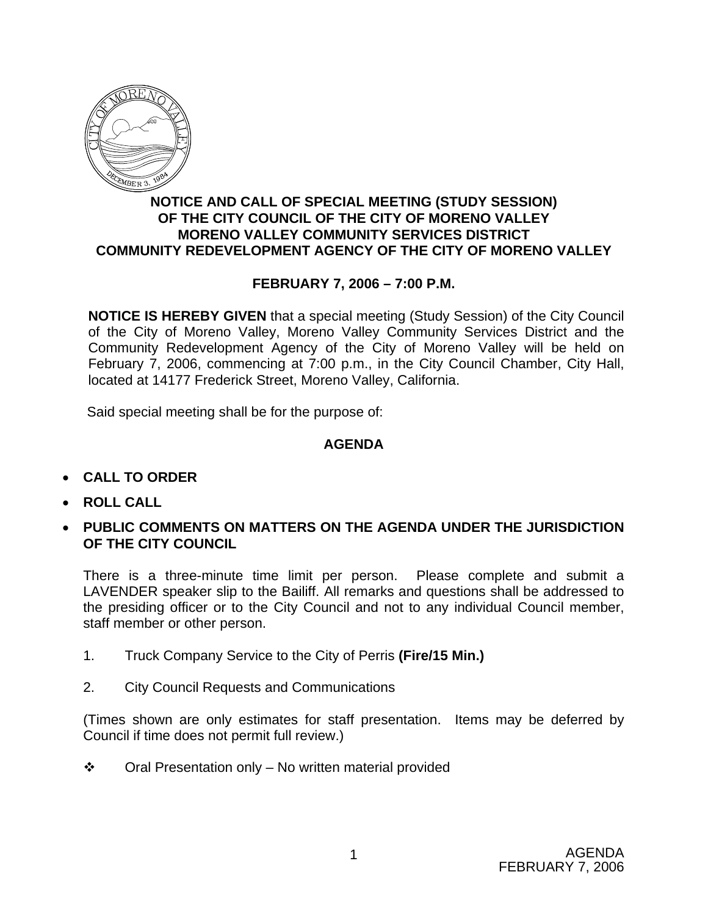**NOTICE AND CALL OF SPECIAL MEETING (STUDY SESSION)**
**OF THE CITY COUNCIL OF THE CITY OF MORENO VALLEY**
**MORENO VALLEY COMMUNITY SERVICES DISTRICT**
**COMMUNITY REDEVELOPMENT AGENCY OF THE CITY OF MORENO VALLEY**

**FEBRUARY 7, 2006 – 7:00 P.M.**

**NOTICE IS HEREBY GIVEN** that a special meeting (Study Session) of the City Council of the City of Moreno Valley, Moreno Valley Community Services District and the Community Redevelopment Agency of the City of Moreno Valley will be held on February 7, 2006, commencing at 7:00 p.m., in the City Council Chamber, City Hall, located at 14177 Frederick Street, Moreno Valley, California.

Said special meeting shall be for the purpose of:

## AGENDA

- **CALL TO ORDER**
- **ROLL CALL**
- **PUBLIC COMMENTS ON MATTERS ON THE AGENDA UNDER THE JURISDICTION OF THE CITY COUNCIL**

There is a three-minute time limit per person. Please complete and submit a LAVENDER speaker slip to the Bailiff. All remarks and questions shall be addressed to the presiding officer or to the City Council and not to any individual Council member, staff member or other person.

1. Truck Company Service to the City of Perris **(Fire/15 Min.)**

2. City Council Requests and Communications

(Times shown are only estimates for staff presentation. Items may be deferred by Council if time does not permit full review.)

❖ Oral Presentation only – No written material provided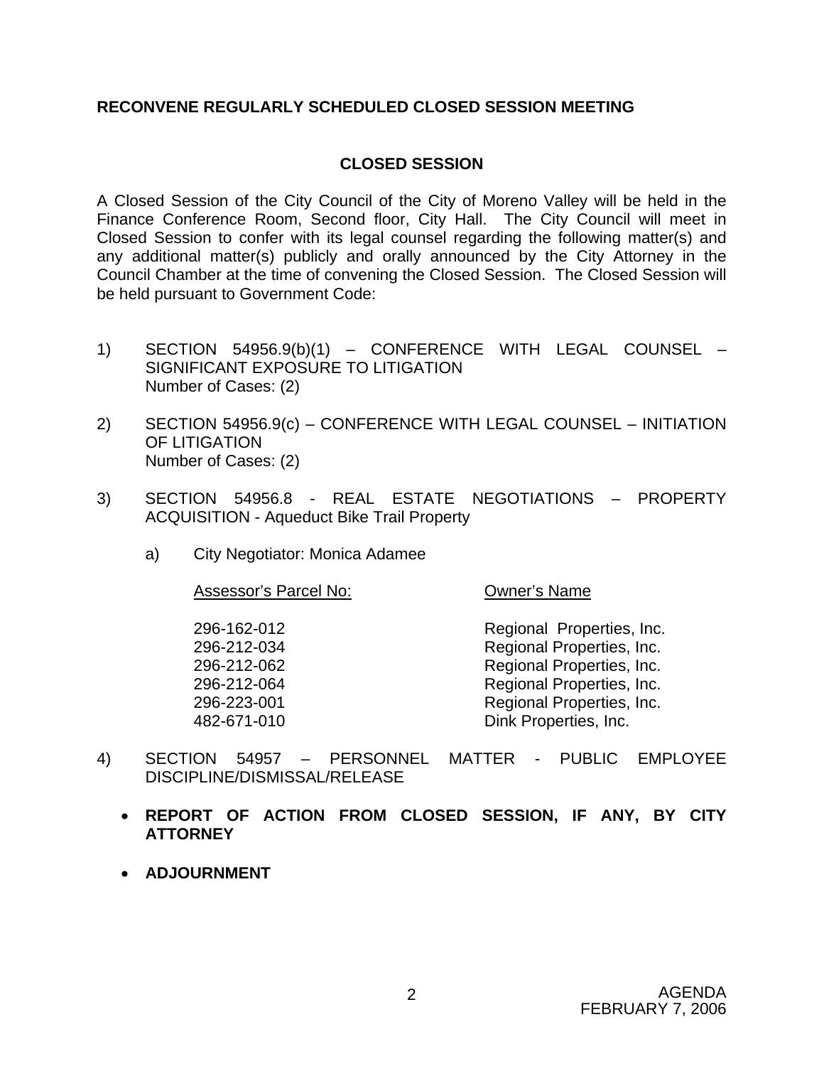**RECONVENE REGULARLY SCHEDULED CLOSED SESSION MEETING**

## CLOSED SESSION

A Closed Session of the City Council of the City of Moreno Valley will be held in the Finance Conference Room, Second floor, City Hall. The City Council will meet in Closed Session to confer with its legal counsel regarding the following matter(s) and any additional matter(s) publicly and orally announced by the City Attorney in the Council Chamber at the time of convening the Closed Session. The Closed Session will be held pursuant to Government Code:

1) SECTION 54956.9(b)(1) – CONFERENCE WITH LEGAL COUNSEL – SIGNIFICANT EXPOSURE TO LITIGATION
   Number of Cases: (2)

2) SECTION 54956.9(c) – CONFERENCE WITH LEGAL COUNSEL – INITIATION OF LITIGATION
   Number of Cases: (2)

3) SECTION 54956.8 - REAL ESTATE NEGOTIATIONS – PROPERTY ACQUISITION - Aqueduct Bike Trail Property

   a) City Negotiator: Monica Adamee

| Assessor's Parcel No: | Owner's Name |
|---|---|
| 296-162-012 | Regional Properties, Inc. |
| 296-212-034 | Regional Properties, Inc. |
| 296-212-062 | Regional Properties, Inc. |
| 296-212-064 | Regional Properties, Inc. |
| 296-223-001 | Regional Properties, Inc. |
| 482-671-010 | Dink Properties, Inc. |

4) SECTION 54957 – PERSONNEL MATTER - PUBLIC EMPLOYEE DISCIPLINE/DISMISSAL/RELEASE

- **REPORT OF ACTION FROM CLOSED SESSION, IF ANY, BY CITY ATTORNEY**
- **ADJOURNMENT**